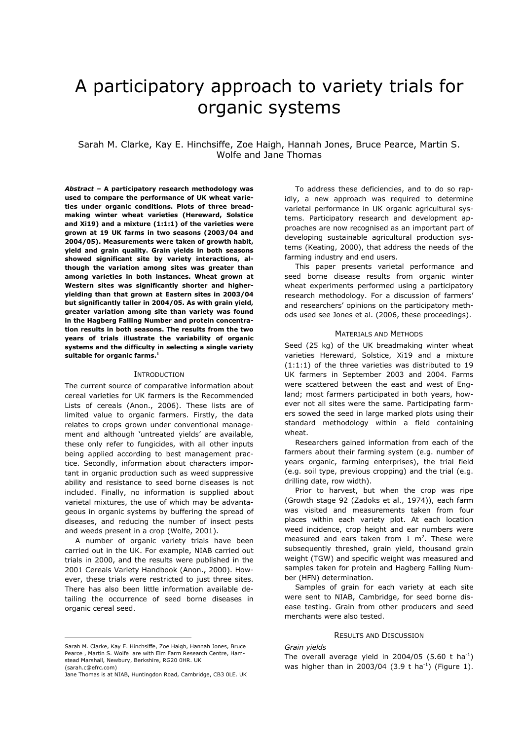# A participatory approach to variety trials for organic systems

Sarah M. Clarke, Kay E. Hinchsiffe, Zoe Haigh, Hannah Jones, Bruce Pearce, Martin S. Wolfe and Jane Thomas

***Abstract* – A participatory research methodology was used to compare the performance of UK wheat varieties under organic conditions. Plots of three breadmaking winter wheat varieties (Hereward, Solstice and Xi19) and a mixture (1:1:1) of the varieties were grown at 19 UK farms in two seasons (2003/04 and 2004/05). Measurements were taken of growth habit, yield and grain quality. Grain yields in both seasons showed significant site by variety interactions, although the variation among sites was greater than among varieties in both instances. Wheat grown at Western sites was significantly shorter and higher-yielding than that grown at Eastern sites in 2003/04 but significantly taller in 2004/05. As with grain yield, greater variation among site than variety was found in the Hagberg Falling Number and protein concentration results in both seasons. The results from the two years of trials illustrate the variability of organic systems and the difficulty in selecting a single variety suitable for organic farms.[1]**

## INTRODUCTION

The current source of comparative information about cereal varieties for UK farmers is the Recommended Lists of cereals (Anon., 2006). These lists are of limited value to organic farmers. Firstly, the data relates to crops grown under conventional management and although 'untreated yields' are available, these only refer to fungicides, with all other inputs being applied according to best management practice. Secondly, information about characters important in organic production such as weed suppressive ability and resistance to seed borne diseases is not included. Finally, no information is supplied about varietal mixtures, the use of which may be advantageous in organic systems by buffering the spread of diseases, and reducing the number of insect pests and weeds present in a crop (Wolfe, 2001).

A number of organic variety trials have been carried out in the UK. For example, NIAB carried out trials in 2000, and the results were published in the 2001 Cereals Variety Handbook (Anon., 2000). However, these trials were restricted to just three sites. There has also been little information available detailing the occurrence of seed borne diseases in organic cereal seed.

To address these deficiencies, and to do so rapidly, a new approach was required to determine varietal performance in UK organic agricultural systems. Participatory research and development approaches are now recognised as an important part of developing sustainable agricultural production systems (Keating, 2000), that address the needs of the farming industry and end users.

This paper presents varietal performance and seed borne disease results from organic winter wheat experiments performed using a participatory research methodology. For a discussion of farmers' and researchers' opinions on the participatory methods used see Jones et al. (2006, these proceedings).

## MATERIALS AND METHODS

Seed (25 kg) of the UK breadmaking winter wheat varieties Hereward, Solstice, Xi19 and a mixture (1:1:1) of the three varieties was distributed to 19 UK farmers in September 2003 and 2004. Farms were scattered between the east and west of England; most farmers participated in both years, however not all sites were the same. Participating farmers sowed the seed in large marked plots using their standard methodology within a field containing wheat.

Researchers gained information from each of the farmers about their farming system (e.g. number of years organic, farming enterprises), the trial field (e.g. soil type, previous cropping) and the trial (e.g. drilling date, row width).

Prior to harvest, but when the crop was ripe (Growth stage 92 (Zadoks et al., 1974)), each farm was visited and measurements taken from four places within each variety plot. At each location weed incidence, crop height and ear numbers were measured and ears taken from 1 $m^2$. These were subsequently threshed, grain yield, thousand grain weight (TGW) and specific weight was measured and samples taken for protein and Hagberg Falling Number (HFN) determination.

Samples of grain for each variety at each site were sent to NIAB, Cambridge, for seed borne disease testing. Grain from other producers and seed merchants were also tested.

## RESULTS AND DISCUSSION

### *Grain yields*

The overall average yield in 2004/05 (5.60 t $ha^{-1}$) was higher than in 2003/04 (3.9 t $ha^{-1}$) (Figure 1).

---

Sarah M. Clarke, Kay E. Hinchsiffe, Zoe Haigh, Hannah Jones, Bruce Pearce , Martin S. Wolfe are with Elm Farm Research Centre, Hamstead Marshall, Newbury, Berkshire, RG20 0HR. UK (sarah.c@efrc.com)

Jane Thomas is at NIAB, Huntingdon Road, Cambridge, CB3 0LE. UK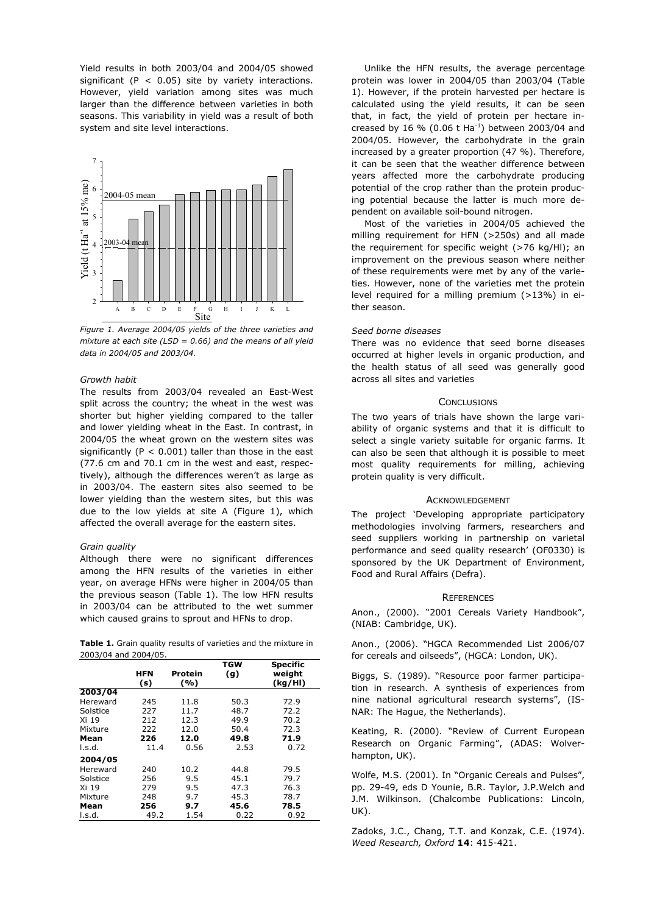Yield results in both 2003/04 and 2004/05 showed significant ($P < 0.05$) site by variety interactions. However, yield variation among sites was much larger than the difference between varieties in both seasons. This variability in yield was a result of both system and site level interactions.

Yield (t Ha$^{-1}$ at 15% mc)

7
6
5
4
3
2

2004-05 mean
2003-04 mean

A B C D E F G H I J K L

Site

*Figure 1. Average 2004/05 yields of the three varieties and mixture at each site (LSD = 0.66) and the means of all yield data in 2004/05 and 2003/04.*

*Growth habit*

The results from 2003/04 revealed an East-West split across the country; the wheat in the west was shorter but higher yielding compared to the taller and lower yielding wheat in the East. In contrast, in 2004/05 the wheat grown on the western sites was significantly ($P < 0.001$) taller than those in the east (77.6 cm and 70.1 cm in the west and east, respectively), although the differences weren't as large as in 2003/04. The eastern sites also seemed to be lower yielding than the western sites, but this was due to the low yields at site A (Figure 1), which affected the overall average for the eastern sites.

*Grain quality*

Although there were no significant differences among the HFN results of the varieties in either year, on average HFNs were higher in 2004/05 than the previous season (Table 1). The low HFN results in 2003/04 can be attributed to the wet summer which caused grains to sprout and HFNs to drop.

**Table 1.** Grain quality results of varieties and the mixture in 2003/04 and 2004/05.

| | HFN (s) | Protein (%) | TGW (g) | Specific weight (kg/Hl) |
|---|---|---|---|---|
| **2003/04** | | | | |
| Hereward | 245 | 11.8 | 50.3 | 72.9 |
| Solstice | 227 | 11.7 | 48.7 | 72.2 |
| Xi 19 | 212 | 12.3 | 49.9 | 70.2 |
| Mixture | 222 | 12.0 | 50.4 | 72.3 |
| **Mean** | **226** | **12.0** | **49.8** | **71.9** |
| l.s.d. | 11.4 | 0.56 | 2.53 | 0.72 |
| **2004/05** | | | | |
| Hereward | 240 | 10.2 | 44.8 | 79.5 |
| Solstice | 256 | 9.5 | 45.1 | 79.7 |
| Xi 19 | 279 | 9.5 | 47.3 | 76.3 |
| Mixture | 248 | 9.7 | 45.3 | 78.7 |
| **Mean** | **256** | **9.7** | **45.6** | **78.5** |
| l.s.d. | 49.2 | 1.54 | 0.22 | 0.92 |

Unlike the HFN results, the average percentage protein was lower in 2004/05 than 2003/04 (Table 1). However, if the protein harvested per hectare is calculated using the yield results, it can be seen that, in fact, the yield of protein per hectare increased by 16 % (0.06 t Ha$^{-1}$) between 2003/04 and 2004/05. However, the carbohydrate in the grain increased by a greater proportion (47 %). Therefore, it can be seen that the weather difference between years affected more the carbohydrate producing potential of the crop rather than the protein producing potential because the latter is much more dependent on available soil-bound nitrogen.

Most of the varieties in 2004/05 achieved the milling requirement for HFN (>250s) and all made the requirement for specific weight (>76 kg/Hl); an improvement on the previous season where neither of these requirements were met by any of the varieties. However, none of the varieties met the protein level required for a milling premium (>13%) in either season.

*Seed borne diseases*

There was no evidence that seed borne diseases occurred at higher levels in organic production, and the health status of all seed was generally good across all sites and varieties

## Conclusions

The two years of trials have shown the large variability of organic systems and that it is difficult to select a single variety suitable for organic farms. It can also be seen that although it is possible to meet most quality requirements for milling, achieving protein quality is very difficult.

## Acknowledgement

The project 'Developing appropriate participatory methodologies involving farmers, researchers and seed suppliers working in partnership on varietal performance and seed quality research' (OF0330) is sponsored by the UK Department of Environment, Food and Rural Affairs (Defra).

## References

Anon., (2000). "2001 Cereals Variety Handbook", (NIAB: Cambridge, UK).

Anon., (2006). "HGCA Recommended List 2006/07 for cereals and oilseeds", (HGCA: London, UK).

Biggs, S. (1989). "Resource poor farmer participation in research. A synthesis of experiences from nine national agricultural research systems", (ISNAR: The Hague, the Netherlands).

Keating, R. (2000). "Review of Current European Research on Organic Farming", (ADAS: Wolverhampton, UK).

Wolfe, M.S. (2001). In "Organic Cereals and Pulses", pp. 29-49, eds D Younie, B.R. Taylor, J.P.Welch and J.M. Wilkinson. (Chalcombe Publications: Lincoln, UK).

Zadoks, J.C., Chang, T.T. and Konzak, C.E. (1974). *Weed Research, Oxford* **14**: 415-421.